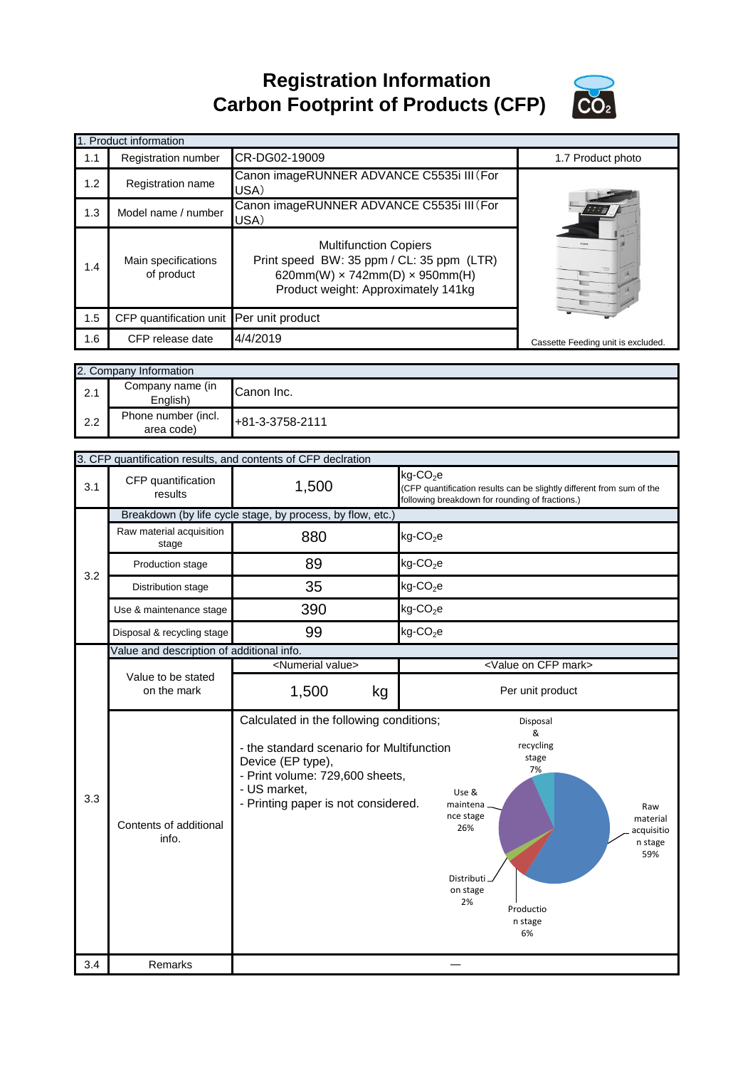# Registration Information
# Carbon Footprint of Products (CFP)

| 1. Product information | | | |
|---|---|---|---|
| 1.1 | Registration number | CR-DG02-19009 | 1.7 Product photo |
| 1.2 | Registration name | Canon imageRUNNER ADVANCE C5535i III（For USA） | |
| 1.3 | Model name / number | Canon imageRUNNER ADVANCE C5535i III（For USA） | |
| 1.4 | Main specifications of product | Multifunction Copiers<br>Print speed BW: 35 ppm / CL: 35 ppm (LTR)<br>620mm(W) × 742mm(D) × 950mm(H)<br>Product weight: Approximately 141kg | |
| 1.5 | CFP quantification unit | Per unit product | |
| 1.6 | CFP release date | 4/4/2019 | Cassette Feeding unit is excluded. |

| 2. Company Information | | |
|---|---|---|
| 2.1 | Company name (in English) | Canon Inc. |
| 2.2 | Phone number (incl. area code) | +81-3-3758-2111 |

| 3. CFP quantification results, and contents of CFP declration | | | |
|---|---|---|---|
| 3.1 | CFP quantification results | 1,500 | kg-$CO_2$e (CFP quantification results can be slightly different from sum of the following breakdown for rounding of fractions.) |
| 3.2 | Breakdown (by life cycle stage, by process, by flow, etc.) | | |
| | Raw material acquisition stage | 880 | kg-$CO_2$e |
| | Production stage | 89 | kg-$CO_2$e |
| | Distribution stage | 35 | kg-$CO_2$e |
| | Use & maintenance stage | 390 | kg-$CO_2$e |
| | Disposal & recycling stage | 99 | kg-$CO_2$e |
| 3.3 | Value and description of additional info. | | |
| | Value to be stated on the mark | <Numerial value><br>1,500 kg | <Value on CFP mark><br>Per unit product |
| | Contents of additional info. | Calculated in the following conditions;<br>- the standard scenario for Multifunction Device (EP type),<br>- Print volume: 729,600 sheets,<br>- US market,<br>- Printing paper is not considered. | Raw material acquisition stage 59%<br>Production stage 6%<br>Distribution stage 2%<br>Use & maintenance stage 26%<br>Disposal & recycling stage 7% |
| 3.4 | Remarks | — | |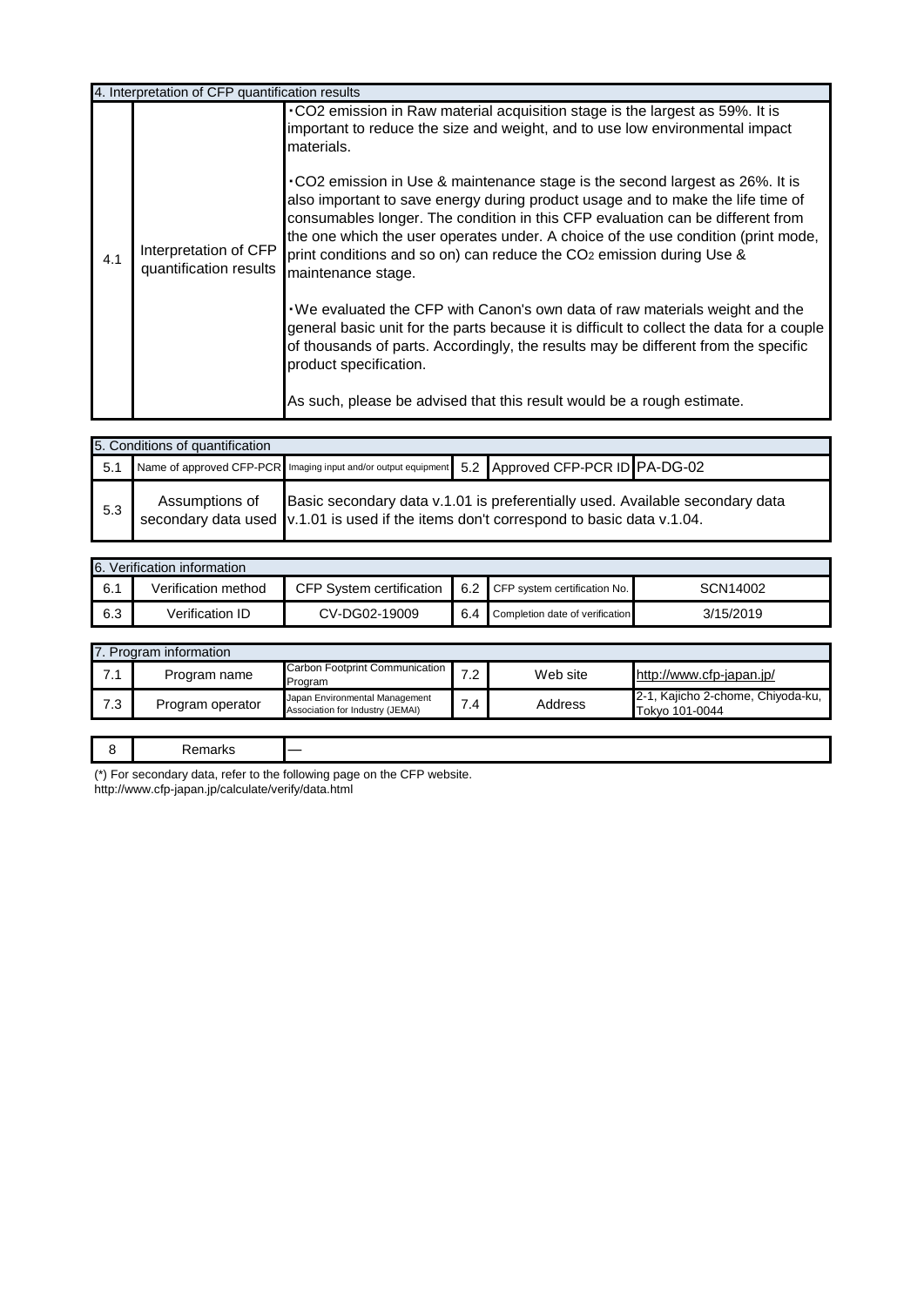| 4. Interpretation of CFP quantification results | | |
|---|---|---|
| 4.1 | Interpretation of CFP quantification results | ・$CO_2$ emission in Raw material acquisition stage is the largest as 59%. It is important to reduce the size and weight, and to use low environmental impact materials.<br><br>・$CO_2$ emission in Use & maintenance stage is the second largest as 26%. It is also important to save energy during product usage and to make the life time of consumables longer. The condition in this CFP evaluation can be different from the one which the user operates under. A choice of the use condition (print mode, print conditions and so on) can reduce the $CO_2$ emission during Use & maintenance stage.<br><br>・We evaluated the CFP with Canon's own data of raw materials weight and the general basic unit for the parts because it is difficult to collect the data for a couple of thousands of parts. Accordingly, the results may be different from the specific product specification.<br><br>As such, please be advised that this result would be a rough estimate. |

| 5. Conditions of quantification | | | | |
|---|---|---|---|---|
| 5.1 | Name of approved CFP-PCR | Imaging input and/or output equipment | 5.2 Approved CFP-PCR ID | PA-DG-02 |
| 5.3 | Assumptions of secondary data used | Basic secondary data v.1.01 is preferentially used. Available secondary data v.1.01 is used if the items don't correspond to basic data v.1.04. | | |

| 6. Verification information | | | | | |
|---|---|---|---|---|---|
| 6.1 | Verification method | CFP System certification | 6.2 | CFP system certification No. | SCN14002 |
| 6.3 | Verification ID | CV-DG02-19009 | 6.4 | Completion date of verification | 3/15/2019 |

| 7. Program information | | | | | |
|---|---|---|---|---|---|
| 7.1 | Program name | Carbon Footprint Communication Program | 7.2 | Web site | http://www.cfp-japan.jp/ |
| 7.3 | Program operator | Japan Environmental Management Association for Industry (JEMAI) | 7.4 | Address | 2-1, Kajicho 2-chome, Chiyoda-ku, Tokyo 101-0044 |

| | | |
|---|---|---|
| 8 | Remarks | — |

(*) For secondary data, refer to the following page on the CFP website.
http://www.cfp-japan.jp/calculate/verify/data.html